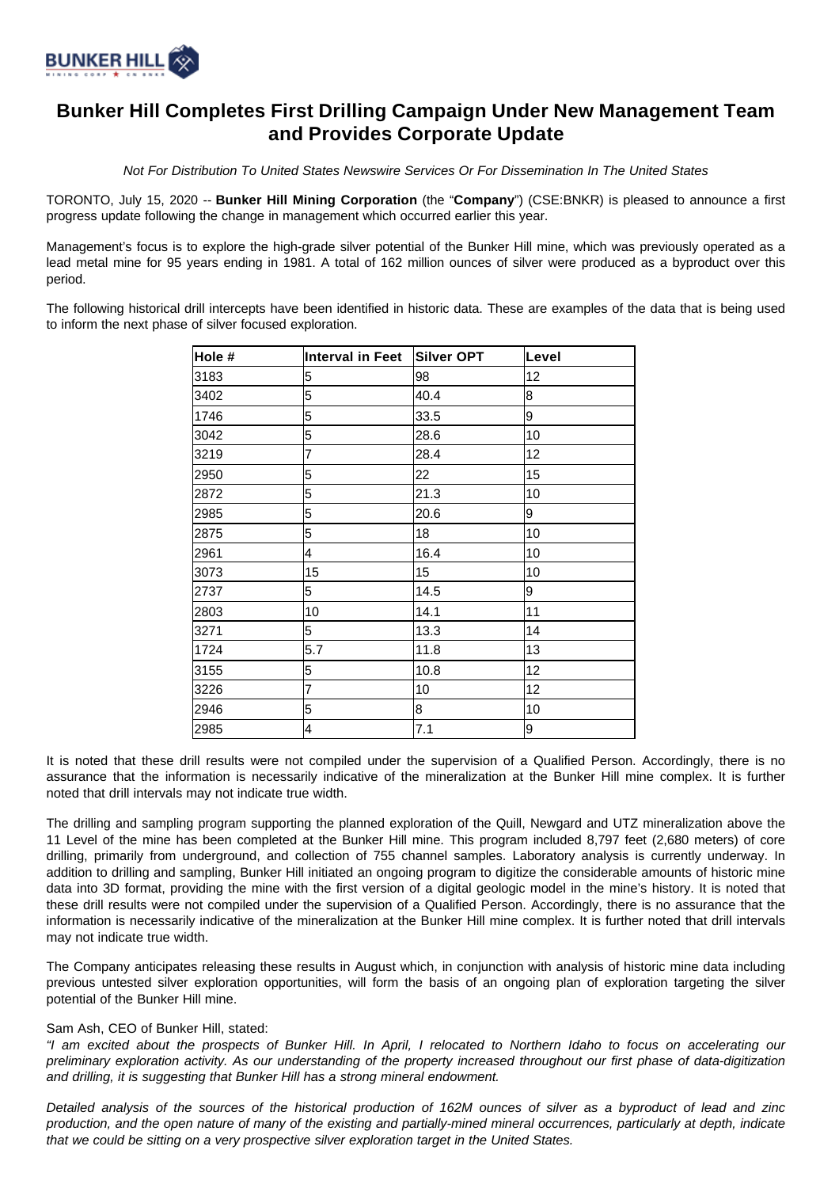# Bunker Hill Completes First Drilling Campaign Under New Management Team and Provides Corporate Update

*Not For Distribution To United States Newswire Services Or For Dissemination In The United States*

TORONTO, July 15, 2020 -- **Bunker Hill Mining Corporation** (the "**Company**") (CSE:BNKR) is pleased to announce a first progress update following the change in management which occurred earlier this year.

Management's focus is to explore the high-grade silver potential of the Bunker Hill mine, which was previously operated as a lead metal mine for 95 years ending in 1981. A total of 162 million ounces of silver were produced as a byproduct over this period.

The following historical drill intercepts have been identified in historic data. These are examples of the data that is being used to inform the next phase of silver focused exploration.

| Hole # | Interval in Feet | Silver OPT | Level |
|---|---|---|---|
| 3183 | 5 | 98 | 12 |
| 3402 | 5 | 40.4 | 8 |
| 1746 | 5 | 33.5 | 9 |
| 3042 | 5 | 28.6 | 10 |
| 3219 | 7 | 28.4 | 12 |
| 2950 | 5 | 22 | 15 |
| 2872 | 5 | 21.3 | 10 |
| 2985 | 5 | 20.6 | 9 |
| 2875 | 5 | 18 | 10 |
| 2961 | 4 | 16.4 | 10 |
| 3073 | 15 | 15 | 10 |
| 2737 | 5 | 14.5 | 9 |
| 2803 | 10 | 14.1 | 11 |
| 3271 | 5 | 13.3 | 14 |
| 1724 | 5.7 | 11.8 | 13 |
| 3155 | 5 | 10.8 | 12 |
| 3226 | 7 | 10 | 12 |
| 2946 | 5 | 8 | 10 |
| 2985 | 4 | 7.1 | 9 |

It is noted that these drill results were not compiled under the supervision of a Qualified Person. Accordingly, there is no assurance that the information is necessarily indicative of the mineralization at the Bunker Hill mine complex. It is further noted that drill intervals may not indicate true width.

The drilling and sampling program supporting the planned exploration of the Quill, Newgard and UTZ mineralization above the 11 Level of the mine has been completed at the Bunker Hill mine. This program included 8,797 feet (2,680 meters) of core drilling, primarily from underground, and collection of 755 channel samples. Laboratory analysis is currently underway. In addition to drilling and sampling, Bunker Hill initiated an ongoing program to digitize the considerable amounts of historic mine data into 3D format, providing the mine with the first version of a digital geologic model in the mine's history. It is noted that these drill results were not compiled under the supervision of a Qualified Person. Accordingly, there is no assurance that the information is necessarily indicative of the mineralization at the Bunker Hill mine complex. It is further noted that drill intervals may not indicate true width.

The Company anticipates releasing these results in August which, in conjunction with analysis of historic mine data including previous untested silver exploration opportunities, will form the basis of an ongoing plan of exploration targeting the silver potential of the Bunker Hill mine.

Sam Ash, CEO of Bunker Hill, stated:

*"I am excited about the prospects of Bunker Hill. In April, I relocated to Northern Idaho to focus on accelerating our preliminary exploration activity. As our understanding of the property increased throughout our first phase of data-digitization and drilling, it is suggesting that Bunker Hill has a strong mineral endowment.*

*Detailed analysis of the sources of the historical production of 162M ounces of silver as a byproduct of lead and zinc production, and the open nature of many of the existing and partially-mined mineral occurrences, particularly at depth, indicate that we could be sitting on a very prospective silver exploration target in the United States.*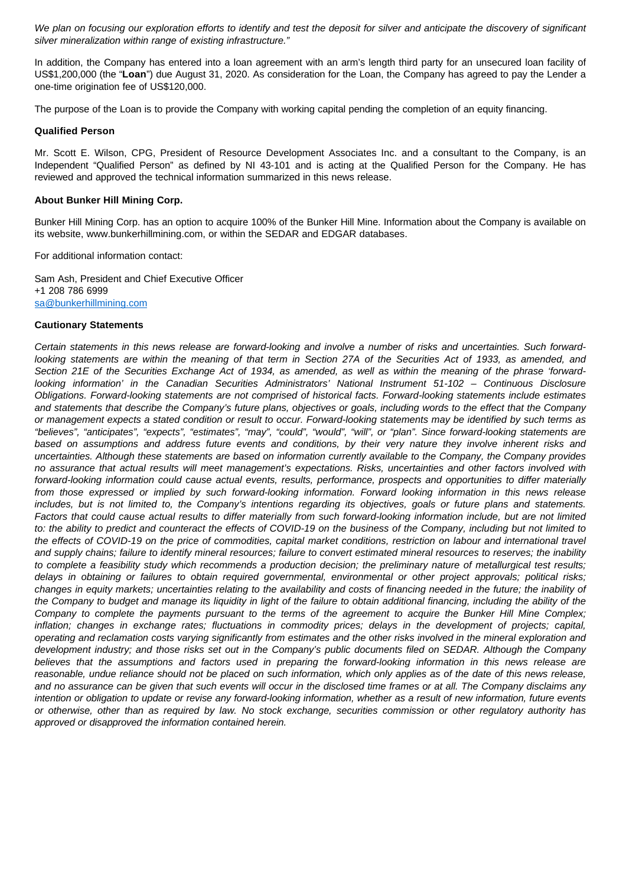*We plan on focusing our exploration efforts to identify and test the deposit for silver and anticipate the discovery of significant silver mineralization within range of existing infrastructure."*

In addition, the Company has entered into a loan agreement with an arm's length third party for an unsecured loan facility of US$1,200,000 (the "**Loan**") due August 31, 2020. As consideration for the Loan, the Company has agreed to pay the Lender a one-time origination fee of US$120,000.

The purpose of the Loan is to provide the Company with working capital pending the completion of an equity financing.

**Qualified Person**

Mr. Scott E. Wilson, CPG, President of Resource Development Associates Inc. and a consultant to the Company, is an Independent "Qualified Person" as defined by NI 43-101 and is acting at the Qualified Person for the Company. He has reviewed and approved the technical information summarized in this news release.

**About Bunker Hill Mining Corp.**

Bunker Hill Mining Corp. has an option to acquire 100% of the Bunker Hill Mine. Information about the Company is available on its website, www.bunkerhillmining.com, or within the SEDAR and EDGAR databases.

For additional information contact:

Sam Ash, President and Chief Executive Officer
+1 208 786 6999
sa@bunkerhillmining.com

**Cautionary Statements**

*Certain statements in this news release are forward-looking and involve a number of risks and uncertainties. Such forward-looking statements are within the meaning of that term in Section 27A of the Securities Act of 1933, as amended, and Section 21E of the Securities Exchange Act of 1934, as amended, as well as within the meaning of the phrase 'forward-looking information' in the Canadian Securities Administrators' National Instrument 51-102 – Continuous Disclosure Obligations. Forward-looking statements are not comprised of historical facts. Forward-looking statements include estimates and statements that describe the Company's future plans, objectives or goals, including words to the effect that the Company or management expects a stated condition or result to occur. Forward-looking statements may be identified by such terms as "believes", "anticipates", "expects", "estimates", "may", "could", "would", "will", or "plan". Since forward-looking statements are based on assumptions and address future events and conditions, by their very nature they involve inherent risks and uncertainties. Although these statements are based on information currently available to the Company, the Company provides no assurance that actual results will meet management's expectations. Risks, uncertainties and other factors involved with forward-looking information could cause actual events, results, performance, prospects and opportunities to differ materially from those expressed or implied by such forward-looking information. Forward looking information in this news release includes, but is not limited to, the Company's intentions regarding its objectives, goals or future plans and statements. Factors that could cause actual results to differ materially from such forward-looking information include, but are not limited to: the ability to predict and counteract the effects of COVID-19 on the business of the Company, including but not limited to the effects of COVID-19 on the price of commodities, capital market conditions, restriction on labour and international travel and supply chains; failure to identify mineral resources; failure to convert estimated mineral resources to reserves; the inability to complete a feasibility study which recommends a production decision; the preliminary nature of metallurgical test results; delays in obtaining or failures to obtain required governmental, environmental or other project approvals; political risks; changes in equity markets; uncertainties relating to the availability and costs of financing needed in the future; the inability of the Company to budget and manage its liquidity in light of the failure to obtain additional financing, including the ability of the Company to complete the payments pursuant to the terms of the agreement to acquire the Bunker Hill Mine Complex; inflation; changes in exchange rates; fluctuations in commodity prices; delays in the development of projects; capital, operating and reclamation costs varying significantly from estimates and the other risks involved in the mineral exploration and development industry; and those risks set out in the Company's public documents filed on SEDAR. Although the Company believes that the assumptions and factors used in preparing the forward-looking information in this news release are reasonable, undue reliance should not be placed on such information, which only applies as of the date of this news release, and no assurance can be given that such events will occur in the disclosed time frames or at all. The Company disclaims any intention or obligation to update or revise any forward-looking information, whether as a result of new information, future events or otherwise, other than as required by law. No stock exchange, securities commission or other regulatory authority has approved or disapproved the information contained herein.*